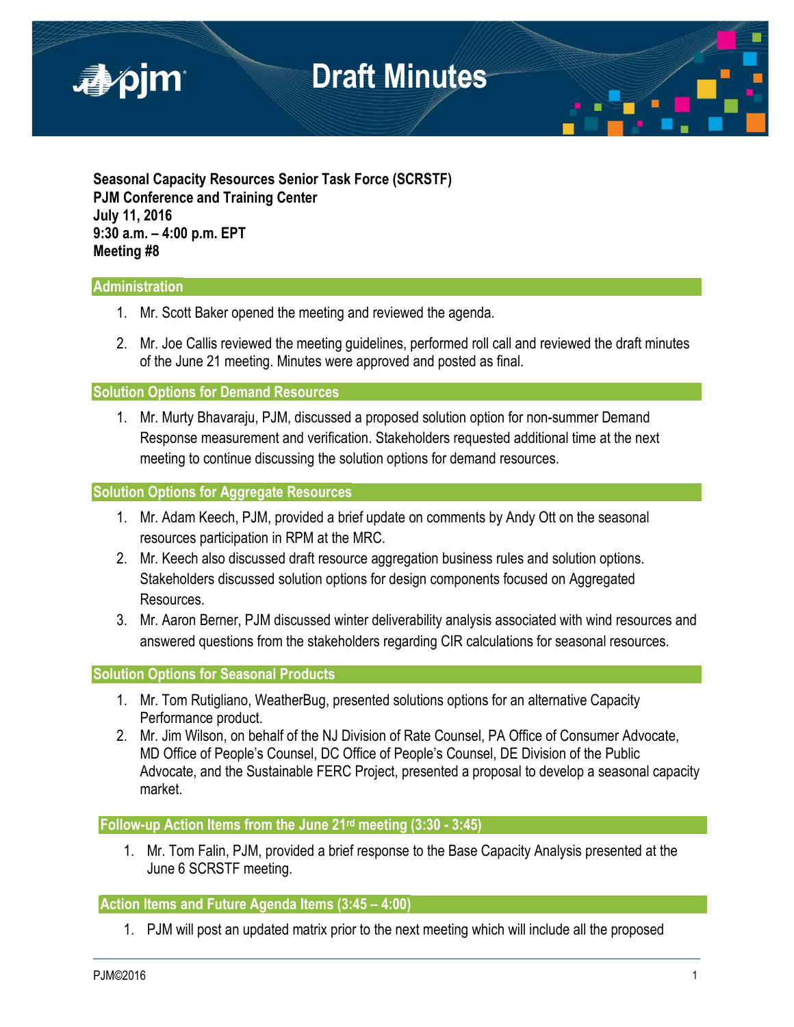# Draft Minutes

**Seasonal Capacity Resources Senior Task Force (SCRSTF)**
**PJM Conference and Training Center**
**July 11, 2016**
**9:30 a.m. – 4:00 p.m. EPT**
**Meeting #8**

## Administration

1. Mr. Scott Baker opened the meeting and reviewed the agenda.
2. Mr. Joe Callis reviewed the meeting guidelines, performed roll call and reviewed the draft minutes of the June 21 meeting. Minutes were approved and posted as final.

## Solution Options for Demand Resources

1. Mr. Murty Bhavaraju, PJM, discussed a proposed solution option for non-summer Demand Response measurement and verification. Stakeholders requested additional time at the next meeting to continue discussing the solution options for demand resources.

## Solution Options for Aggregate Resources

1. Mr. Adam Keech, PJM, provided a brief update on comments by Andy Ott on the seasonal resources participation in RPM at the MRC.
2. Mr. Keech also discussed draft resource aggregation business rules and solution options. Stakeholders discussed solution options for design components focused on Aggregated Resources.
3. Mr. Aaron Berner, PJM discussed winter deliverability analysis associated with wind resources and answered questions from the stakeholders regarding CIR calculations for seasonal resources.

## Solution Options for Seasonal Products

1. Mr. Tom Rutigliano, WeatherBug, presented solutions options for an alternative Capacity Performance product.
2. Mr. Jim Wilson, on behalf of the NJ Division of Rate Counsel, PA Office of Consumer Advocate, MD Office of People's Counsel, DC Office of People's Counsel, DE Division of the Public Advocate, and the Sustainable FERC Project, presented a proposal to develop a seasonal capacity market.

## Follow-up Action Items from the June 21rd meeting (3:30 - 3:45)

1. Mr. Tom Falin, PJM, provided a brief response to the Base Capacity Analysis presented at the June 6 SCRSTF meeting.

## Action Items and Future Agenda Items (3:45 – 4:00)

1. PJM will post an updated matrix prior to the next meeting which will include all the proposed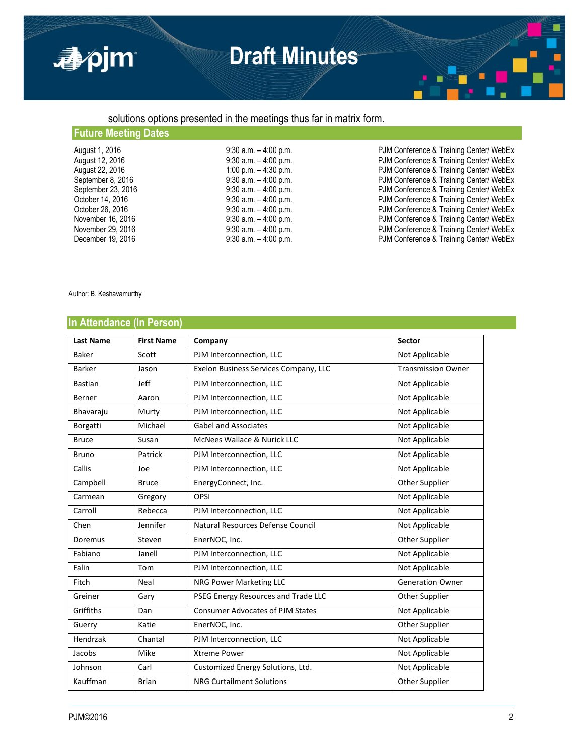solutions options presented in the meetings thus far in matrix form.

## Future Meeting Dates

| | | |
|---|---|---|
| August 1, 2016 | 9:30 a.m. – 4:00 p.m. | PJM Conference & Training Center/ WebEx |
| August 12, 2016 | 9:30 a.m. – 4:00 p.m. | PJM Conference & Training Center/ WebEx |
| August 22, 2016 | 1:00 p.m. – 4:30 p.m. | PJM Conference & Training Center/ WebEx |
| September 8, 2016 | 9:30 a.m. – 4:00 p.m. | PJM Conference & Training Center/ WebEx |
| September 23, 2016 | 9:30 a.m. – 4:00 p.m. | PJM Conference & Training Center/ WebEx |
| October 14, 2016 | 9:30 a.m. – 4:00 p.m. | PJM Conference & Training Center/ WebEx |
| October 26, 2016 | 9:30 a.m. – 4:00 p.m. | PJM Conference & Training Center/ WebEx |
| November 16, 2016 | 9:30 a.m. – 4:00 p.m. | PJM Conference & Training Center/ WebEx |
| November 29, 2016 | 9:30 a.m. – 4:00 p.m. | PJM Conference & Training Center/ WebEx |
| December 19, 2016 | 9:30 a.m. – 4:00 p.m. | PJM Conference & Training Center/ WebEx |

Author: B. Keshavamurthy

## In Attendance (In Person)

| Last Name | First Name | Company | Sector |
|---|---|---|---|
| Baker | Scott | PJM Interconnection, LLC | Not Applicable |
| Barker | Jason | Exelon Business Services Company, LLC | Transmission Owner |
| Bastian | Jeff | PJM Interconnection, LLC | Not Applicable |
| Berner | Aaron | PJM Interconnection, LLC | Not Applicable |
| Bhavaraju | Murty | PJM Interconnection, LLC | Not Applicable |
| Borgatti | Michael | Gabel and Associates | Not Applicable |
| Bruce | Susan | McNees Wallace & Nurick LLC | Not Applicable |
| Bruno | Patrick | PJM Interconnection, LLC | Not Applicable |
| Callis | Joe | PJM Interconnection, LLC | Not Applicable |
| Campbell | Bruce | EnergyConnect, Inc. | Other Supplier |
| Carmean | Gregory | OPSI | Not Applicable |
| Carroll | Rebecca | PJM Interconnection, LLC | Not Applicable |
| Chen | Jennifer | Natural Resources Defense Council | Not Applicable |
| Doremus | Steven | EnerNOC, Inc. | Other Supplier |
| Fabiano | Janell | PJM Interconnection, LLC | Not Applicable |
| Falin | Tom | PJM Interconnection, LLC | Not Applicable |
| Fitch | Neal | NRG Power Marketing LLC | Generation Owner |
| Greiner | Gary | PSEG Energy Resources and Trade LLC | Other Supplier |
| Griffiths | Dan | Consumer Advocates of PJM States | Not Applicable |
| Guerry | Katie | EnerNOC, Inc. | Other Supplier |
| Hendrzak | Chantal | PJM Interconnection, LLC | Not Applicable |
| Jacobs | Mike | Xtreme Power | Not Applicable |
| Johnson | Carl | Customized Energy Solutions, Ltd. | Not Applicable |
| Kauffman | Brian | NRG Curtailment Solutions | Other Supplier |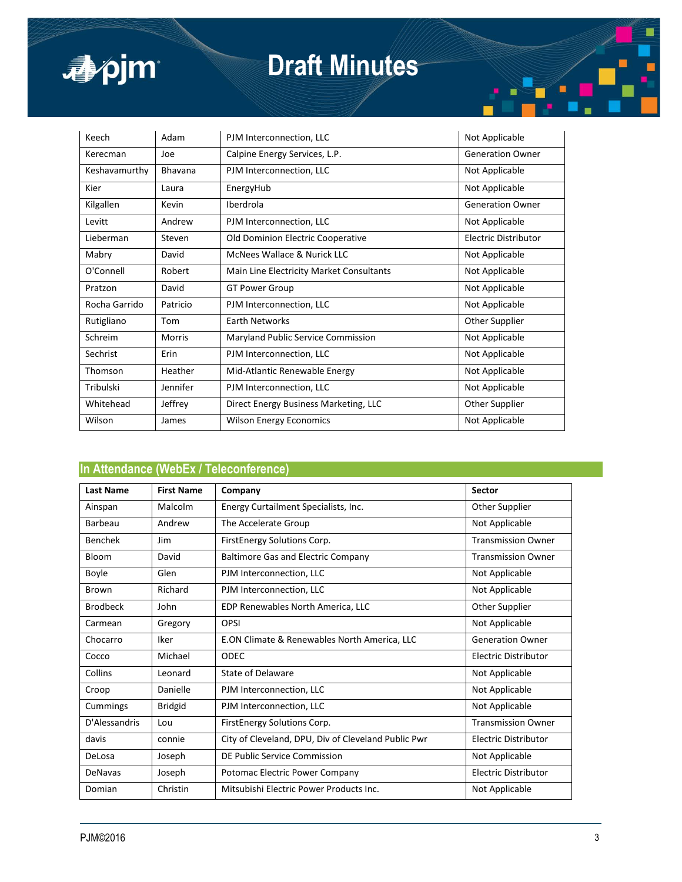| | | | |
|---|---|---|---|
| Keech | Adam | PJM Interconnection, LLC | Not Applicable |
| Kerecman | Joe | Calpine Energy Services, L.P. | Generation Owner |
| Keshavamurthy | Bhavana | PJM Interconnection, LLC | Not Applicable |
| Kier | Laura | EnergyHub | Not Applicable |
| Kilgallen | Kevin | Iberdrola | Generation Owner |
| Levitt | Andrew | PJM Interconnection, LLC | Not Applicable |
| Lieberman | Steven | Old Dominion Electric Cooperative | Electric Distributor |
| Mabry | David | McNees Wallace & Nurick LLC | Not Applicable |
| O'Connell | Robert | Main Line Electricity Market Consultants | Not Applicable |
| Pratzon | David | GT Power Group | Not Applicable |
| Rocha Garrido | Patricio | PJM Interconnection, LLC | Not Applicable |
| Rutigliano | Tom | Earth Networks | Other Supplier |
| Schreim | Morris | Maryland Public Service Commission | Not Applicable |
| Sechrist | Erin | PJM Interconnection, LLC | Not Applicable |
| Thomson | Heather | Mid-Atlantic Renewable Energy | Not Applicable |
| Tribulski | Jennifer | PJM Interconnection, LLC | Not Applicable |
| Whitehead | Jeffrey | Direct Energy Business Marketing, LLC | Other Supplier |
| Wilson | James | Wilson Energy Economics | Not Applicable |

## In Attendance (WebEx / Teleconference)

| Last Name | First Name | Company | Sector |
|---|---|---|---|
| Ainspan | Malcolm | Energy Curtailment Specialists, Inc. | Other Supplier |
| Barbeau | Andrew | The Accelerate Group | Not Applicable |
| Benchek | Jim | FirstEnergy Solutions Corp. | Transmission Owner |
| Bloom | David | Baltimore Gas and Electric Company | Transmission Owner |
| Boyle | Glen | PJM Interconnection, LLC | Not Applicable |
| Brown | Richard | PJM Interconnection, LLC | Not Applicable |
| Brodbeck | John | EDP Renewables North America, LLC | Other Supplier |
| Carmean | Gregory | OPSI | Not Applicable |
| Chocarro | Iker | E.ON Climate & Renewables North America, LLC | Generation Owner |
| Cocco | Michael | ODEC | Electric Distributor |
| Collins | Leonard | State of Delaware | Not Applicable |
| Croop | Danielle | PJM Interconnection, LLC | Not Applicable |
| Cummings | Bridgid | PJM Interconnection, LLC | Not Applicable |
| D'Alessandris | Lou | FirstEnergy Solutions Corp. | Transmission Owner |
| davis | connie | City of Cleveland, DPU, Div of Cleveland Public Pwr | Electric Distributor |
| DeLosa | Joseph | DE Public Service Commission | Not Applicable |
| DeNavas | Joseph | Potomac Electric Power Company | Electric Distributor |
| Domian | Christin | Mitsubishi Electric Power Products Inc. | Not Applicable |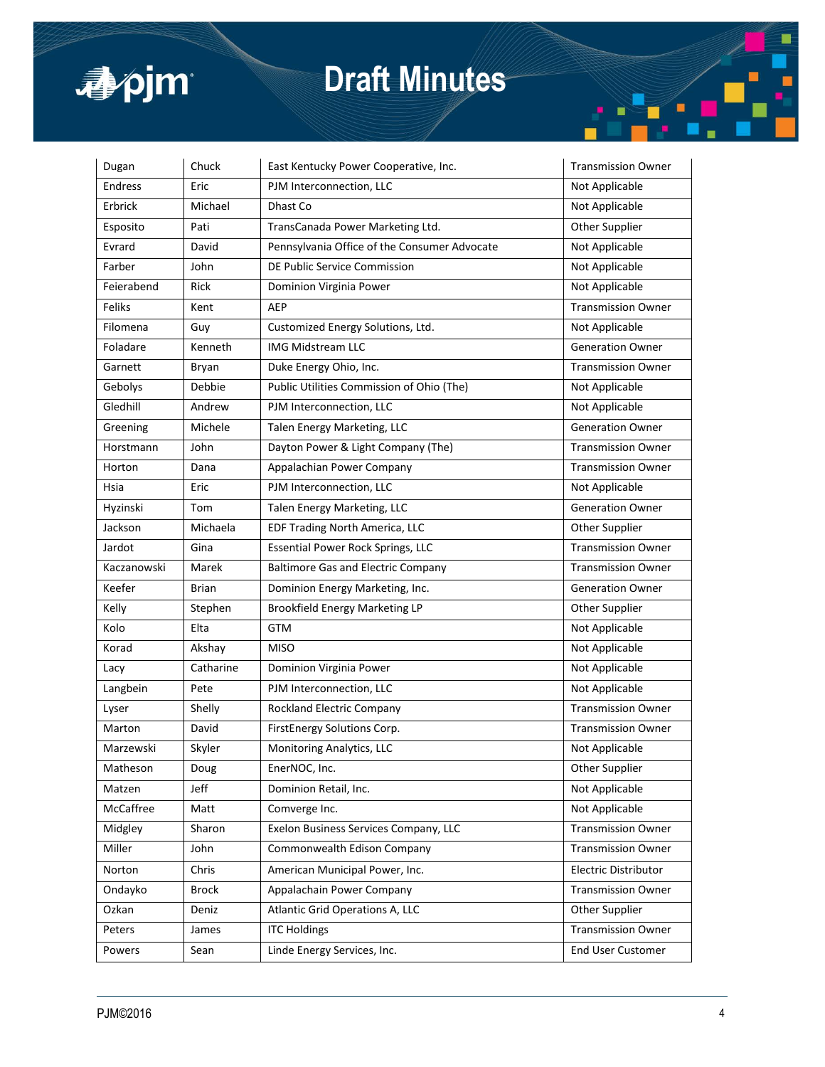| | | | |
|---|---|---|---|
| Dugan | Chuck | East Kentucky Power Cooperative, Inc. | Transmission Owner |
| Endress | Eric | PJM Interconnection, LLC | Not Applicable |
| Erbrick | Michael | Dhast Co | Not Applicable |
| Esposito | Pati | TransCanada Power Marketing Ltd. | Other Supplier |
| Evrard | David | Pennsylvania Office of the Consumer Advocate | Not Applicable |
| Farber | John | DE Public Service Commission | Not Applicable |
| Feierabend | Rick | Dominion Virginia Power | Not Applicable |
| Feliks | Kent | AEP | Transmission Owner |
| Filomena | Guy | Customized Energy Solutions, Ltd. | Not Applicable |
| Foladare | Kenneth | IMG Midstream LLC | Generation Owner |
| Garnett | Bryan | Duke Energy Ohio, Inc. | Transmission Owner |
| Gebolys | Debbie | Public Utilities Commission of Ohio (The) | Not Applicable |
| Gledhill | Andrew | PJM Interconnection, LLC | Not Applicable |
| Greening | Michele | Talen Energy Marketing, LLC | Generation Owner |
| Horstmann | John | Dayton Power & Light Company (The) | Transmission Owner |
| Horton | Dana | Appalachian Power Company | Transmission Owner |
| Hsia | Eric | PJM Interconnection, LLC | Not Applicable |
| Hyzinski | Tom | Talen Energy Marketing, LLC | Generation Owner |
| Jackson | Michaela | EDF Trading North America, LLC | Other Supplier |
| Jardot | Gina | Essential Power Rock Springs, LLC | Transmission Owner |
| Kaczanowski | Marek | Baltimore Gas and Electric Company | Transmission Owner |
| Keefer | Brian | Dominion Energy Marketing, Inc. | Generation Owner |
| Kelly | Stephen | Brookfield Energy Marketing LP | Other Supplier |
| Kolo | Elta | GTM | Not Applicable |
| Korad | Akshay | MISO | Not Applicable |
| Lacy | Catharine | Dominion Virginia Power | Not Applicable |
| Langbein | Pete | PJM Interconnection, LLC | Not Applicable |
| Lyser | Shelly | Rockland Electric Company | Transmission Owner |
| Marton | David | FirstEnergy Solutions Corp. | Transmission Owner |
| Marzewski | Skyler | Monitoring Analytics, LLC | Not Applicable |
| Matheson | Doug | EnerNOC, Inc. | Other Supplier |
| Matzen | Jeff | Dominion Retail, Inc. | Not Applicable |
| McCaffree | Matt | Comverge Inc. | Not Applicable |
| Midgley | Sharon | Exelon Business Services Company, LLC | Transmission Owner |
| Miller | John | Commonwealth Edison Company | Transmission Owner |
| Norton | Chris | American Municipal Power, Inc. | Electric Distributor |
| Ondayko | Brock | Appalachain Power Company | Transmission Owner |
| Ozkan | Deniz | Atlantic Grid Operations A, LLC | Other Supplier |
| Peters | James | ITC Holdings | Transmission Owner |
| Powers | Sean | Linde Energy Services, Inc. | End User Customer |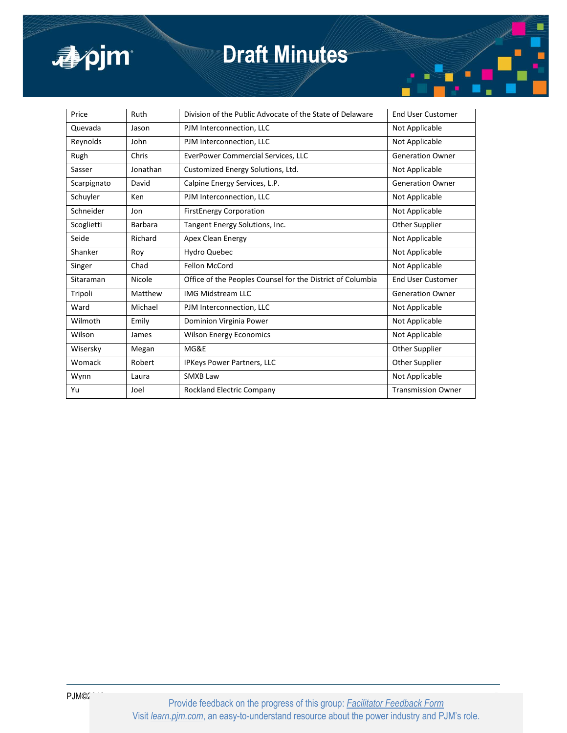| | | | |
|---|---|---|---|
| Price | Ruth | Division of the Public Advocate of the State of Delaware | End User Customer |
| Quevada | Jason | PJM Interconnection, LLC | Not Applicable |
| Reynolds | John | PJM Interconnection, LLC | Not Applicable |
| Rugh | Chris | EverPower Commercial Services, LLC | Generation Owner |
| Sasser | Jonathan | Customized Energy Solutions, Ltd. | Not Applicable |
| Scarpignato | David | Calpine Energy Services, L.P. | Generation Owner |
| Schuyler | Ken | PJM Interconnection, LLC | Not Applicable |
| Schneider | Jon | FirstEnergy Corporation | Not Applicable |
| Scoglietti | Barbara | Tangent Energy Solutions, Inc. | Other Supplier |
| Seide | Richard | Apex Clean Energy | Not Applicable |
| Shanker | Roy | Hydro Quebec | Not Applicable |
| Singer | Chad | Fellon McCord | Not Applicable |
| Sitaraman | Nicole | Office of the Peoples Counsel for the District of Columbia | End User Customer |
| Tripoli | Matthew | IMG Midstream LLC | Generation Owner |
| Ward | Michael | PJM Interconnection, LLC | Not Applicable |
| Wilmoth | Emily | Dominion Virginia Power | Not Applicable |
| Wilson | James | Wilson Energy Economics | Not Applicable |
| Wisersky | Megan | MG&E | Other Supplier |
| Womack | Robert | IPKeys Power Partners, LLC | Other Supplier |
| Wynn | Laura | SMXB Law | Not Applicable |
| Yu | Joel | Rockland Electric Company | Transmission Owner |

Provide feedback on the progress of this group: *Facilitator Feedback Form*
Visit *learn.pjm.com*, an easy-to-understand resource about the power industry and PJM's role.